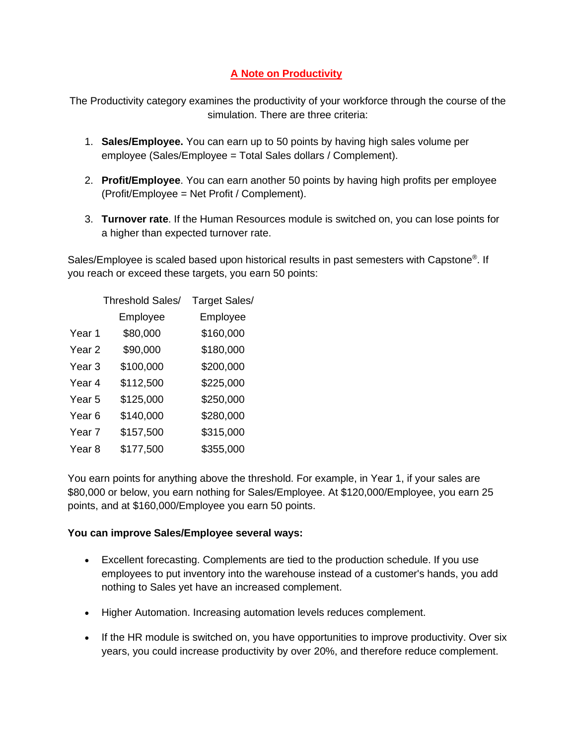# A Note on Productivity

The Productivity category examines the productivity of your workforce through the course of the simulation. There are three criteria:

1. **Sales/Employee.** You can earn up to 50 points by having high sales volume per employee (Sales/Employee = Total Sales dollars / Complement).

2. **Profit/Employee**. You can earn another 50 points by having high profits per employee (Profit/Employee = Net Profit / Complement).

3. **Turnover rate**. If the Human Resources module is switched on, you can lose points for a higher than expected turnover rate.

Sales/Employee is scaled based upon historical results in past semesters with Capstone®. If you reach or exceed these targets, you earn 50 points:

| | Threshold Sales/ Employee | Target Sales/ Employee |
|---|---|---|
| Year 1 | $80,000 | $160,000 |
| Year 2 | $90,000 | $180,000 |
| Year 3 | $100,000 | $200,000 |
| Year 4 | $112,500 | $225,000 |
| Year 5 | $125,000 | $250,000 |
| Year 6 | $140,000 | $280,000 |
| Year 7 | $157,500 | $315,000 |
| Year 8 | $177,500 | $355,000 |

You earn points for anything above the threshold. For example, in Year 1, if your sales are $80,000 or below, you earn nothing for Sales/Employee. At $120,000/Employee, you earn 25 points, and at $160,000/Employee you earn 50 points.

**You can improve Sales/Employee several ways:**

- Excellent forecasting. Complements are tied to the production schedule. If you use employees to put inventory into the warehouse instead of a customer's hands, you add nothing to Sales yet have an increased complement.

- Higher Automation. Increasing automation levels reduces complement.

- If the HR module is switched on, you have opportunities to improve productivity. Over six years, you could increase productivity by over 20%, and therefore reduce complement.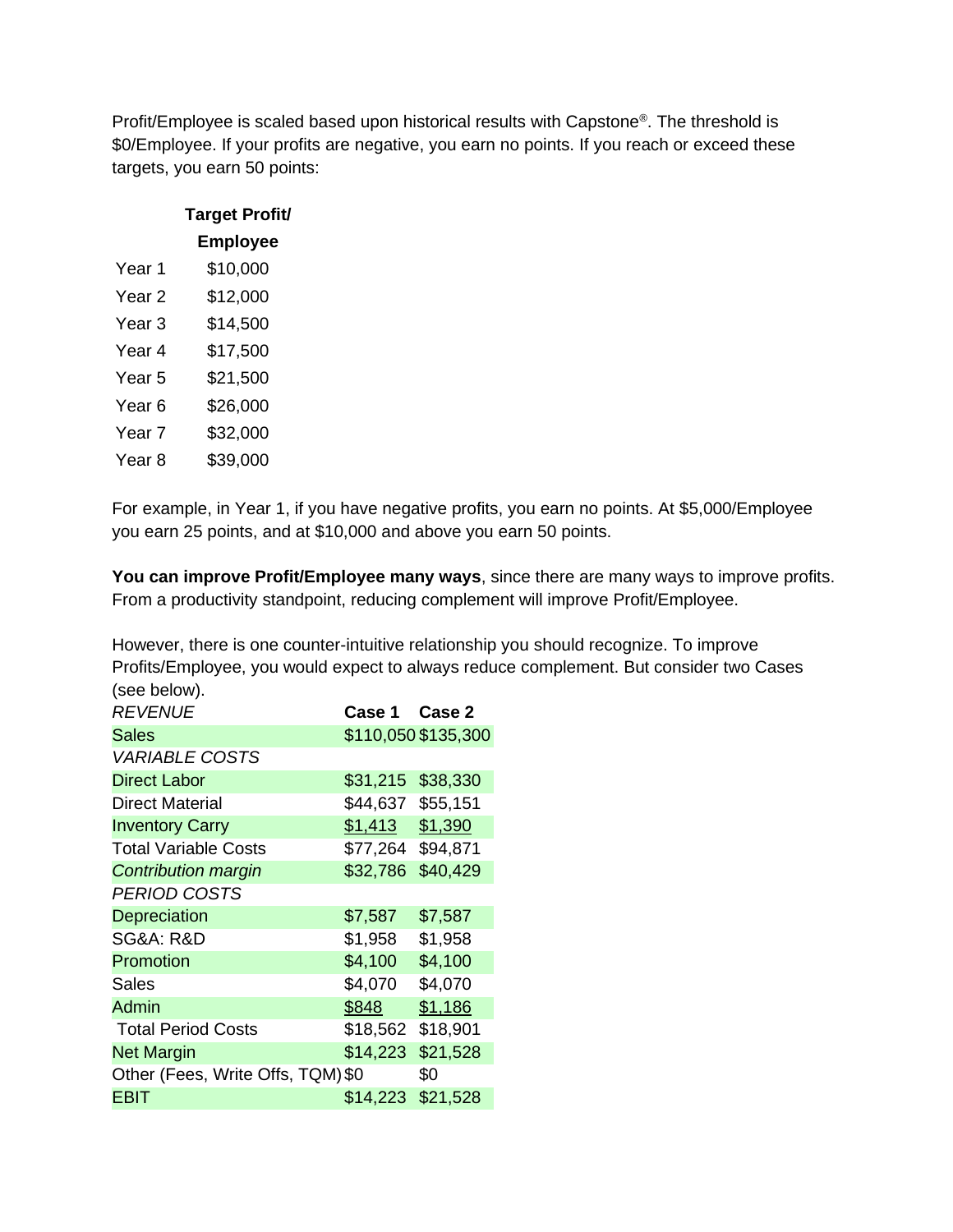Profit/Employee is scaled based upon historical results with Capstone®. The threshold is $0/Employee. If your profits are negative, you earn no points. If you reach or exceed these targets, you earn 50 points:

| | Target Profit/ Employee |
|---|---|
| Year 1 | $10,000 |
| Year 2 | $12,000 |
| Year 3 | $14,500 |
| Year 4 | $17,500 |
| Year 5 | $21,500 |
| Year 6 | $26,000 |
| Year 7 | $32,000 |
| Year 8 | $39,000 |

For example, in Year 1, if you have negative profits, you earn no points. At $5,000/Employee you earn 25 points, and at $10,000 and above you earn 50 points.

**You can improve Profit/Employee many ways**, since there are many ways to improve profits. From a productivity standpoint, reducing complement will improve Profit/Employee.

However, there is one counter-intuitive relationship you should recognize. To improve Profits/Employee, you would expect to always reduce complement. But consider two Cases (see below).

| *REVENUE* | **Case 1** | **Case 2** |
|---|---|---|
| Sales | $110,050 | $135,300 |
| *VARIABLE COSTS* | | |
| Direct Labor | $31,215 | $38,330 |
| Direct Material | $44,637 | $55,151 |
| Inventory Carry | $1,413 | $1,390 |
| Total Variable Costs | $77,264 | $94,871 |
| *Contribution margin* | $32,786 | $40,429 |
| *PERIOD COSTS* | | |
| Depreciation | $7,587 | $7,587 |
| SG&A: R&D | $1,958 | $1,958 |
| Promotion | $4,100 | $4,100 |
| Sales | $4,070 | $4,070 |
| Admin | $848 | $1,186 |
| Total Period Costs | $18,562 | $18,901 |
| Net Margin | $14,223 | $21,528 |
| Other (Fees, Write Offs, TQM) | $0 | $0 |
| EBIT | $14,223 | $21,528 |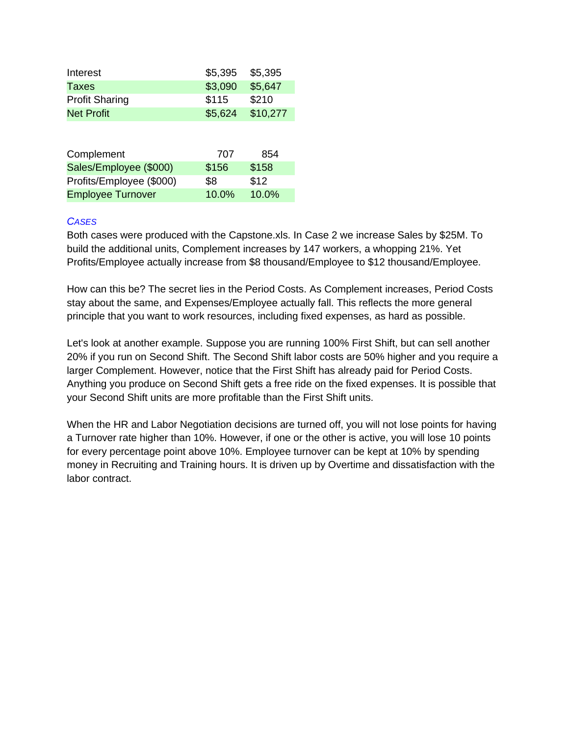| | | |
|---|---|---|
| Interest | $5,395 | $5,395 |
| Taxes | $3,090 | $5,647 |
| Profit Sharing | $115 | $210 |
| Net Profit | $5,624 | $10,277 |

| | | |
|---|---|---|
| Complement | 707 | 854 |
| Sales/Employee ($000) | $156 | $158 |
| Profits/Employee ($000) | $8 | $12 |
| Employee Turnover | 10.0% | 10.0% |

*CASES*

Both cases were produced with the Capstone.xls. In Case 2 we increase Sales by $25M. To build the additional units, Complement increases by 147 workers, a whopping 21%. Yet Profits/Employee actually increase from $8 thousand/Employee to $12 thousand/Employee.

How can this be? The secret lies in the Period Costs. As Complement increases, Period Costs stay about the same, and Expenses/Employee actually fall. This reflects the more general principle that you want to work resources, including fixed expenses, as hard as possible.

Let's look at another example. Suppose you are running 100% First Shift, but can sell another 20% if you run on Second Shift. The Second Shift labor costs are 50% higher and you require a larger Complement. However, notice that the First Shift has already paid for Period Costs. Anything you produce on Second Shift gets a free ride on the fixed expenses. It is possible that your Second Shift units are more profitable than the First Shift units.

When the HR and Labor Negotiation decisions are turned off, you will not lose points for having a Turnover rate higher than 10%. However, if one or the other is active, you will lose 10 points for every percentage point above 10%. Employee turnover can be kept at 10% by spending money in Recruiting and Training hours. It is driven up by Overtime and dissatisfaction with the labor contract.